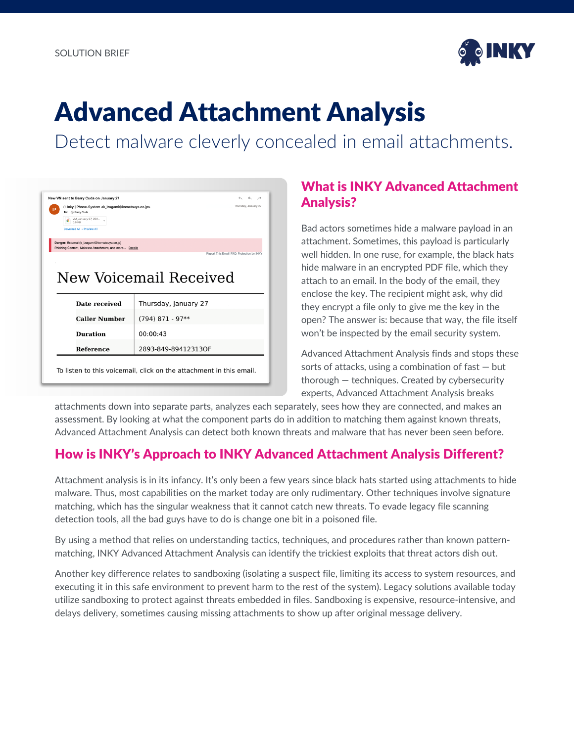SOLUTION BRIEF

# Advanced Attachment Analysis

Detect malware cleverly concealed in email attachments.

## What is INKY Advanced Attachment Analysis?

Bad actors sometimes hide a malware payload in an attachment. Sometimes, this payload is particularly well hidden. In one ruse, for example, the black hats hide malware in an encrypted PDF file, which they attach to an email. In the body of the email, they enclose the key. The recipient might ask, why did they encrypt a file only to give me the key in the open? The answer is: because that way, the file itself won't be inspected by the email security system.

Advanced Attachment Analysis finds and stops these sorts of attacks, using a combination of fast — but thorough — techniques. Created by cybersecurity experts, Advanced Attachment Analysis breaks attachments down into separate parts, analyzes each separately, sees how they are connected, and makes an assessment. By looking at what the component parts do in addition to matching them against known threats, Advanced Attachment Analysis can detect both known threats and malware that has never been seen before.

## How is INKY's Approach to INKY Advanced Attachment Analysis Different?

Attachment analysis is in its infancy. It's only been a few years since black hats started using attachments to hide malware. Thus, most capabilities on the market today are only rudimentary. Other techniques involve signature matching, which has the singular weakness that it cannot catch new threats. To evade legacy file scanning detection tools, all the bad guys have to do is change one bit in a poisoned file.

By using a method that relies on understanding tactics, techniques, and procedures rather than known pattern-matching, INKY Advanced Attachment Analysis can identify the trickiest exploits that threat actors dish out.

Another key difference relates to sandboxing (isolating a suspect file, limiting its access to system resources, and executing it in this safe environment to prevent harm to the rest of the system). Legacy solutions available today utilize sandboxing to protect against threats embedded in files. Sandboxing is expensive, resource-intensive, and delays delivery, sometimes causing missing attachments to show up after original message delivery.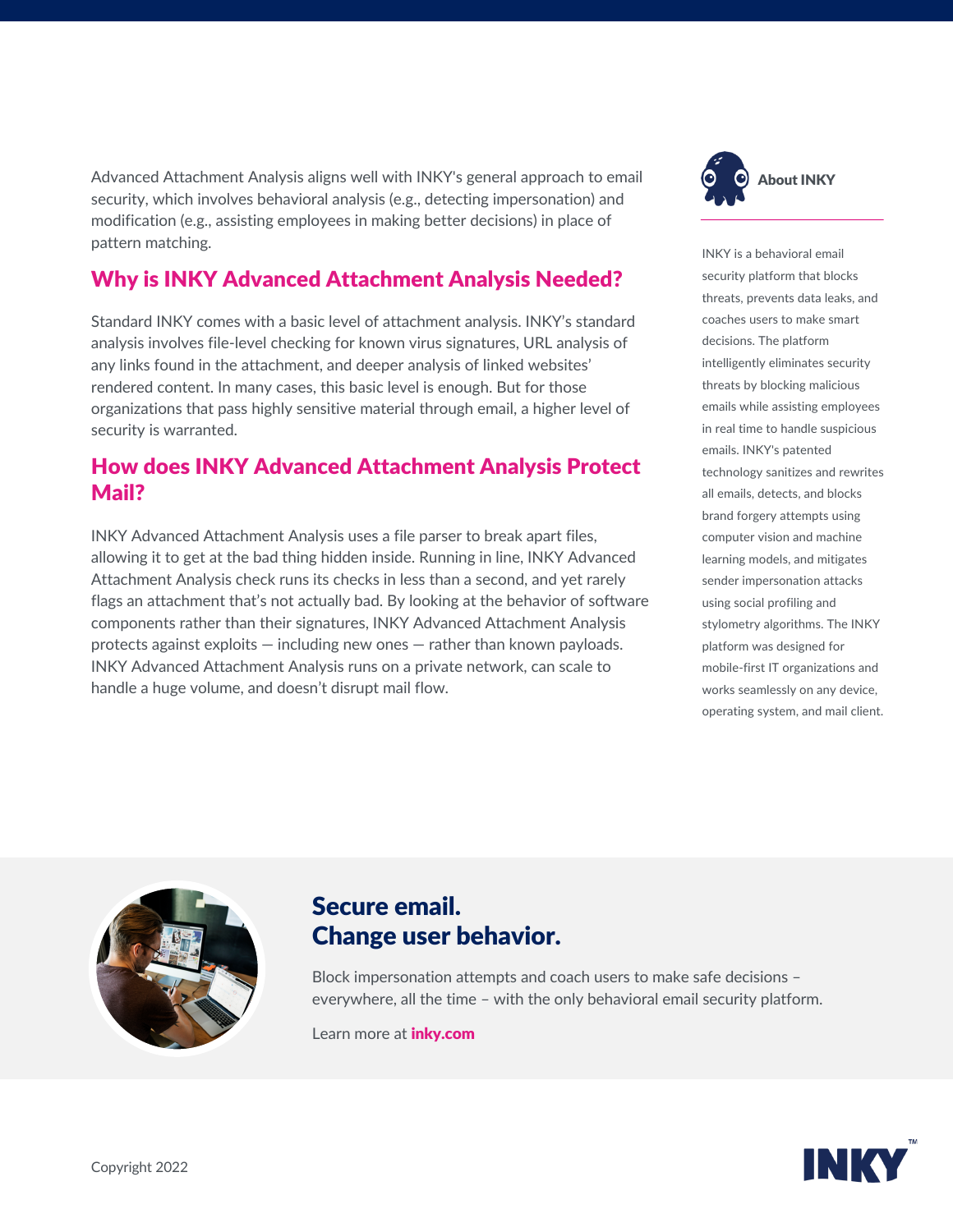Advanced Attachment Analysis aligns well with INKY's general approach to email security, which involves behavioral analysis (e.g., detecting impersonation) and modification (e.g., assisting employees in making better decisions) in place of pattern matching.

## Why is INKY Advanced Attachment Analysis Needed?

Standard INKY comes with a basic level of attachment analysis. INKY's standard analysis involves file-level checking for known virus signatures, URL analysis of any links found in the attachment, and deeper analysis of linked websites' rendered content. In many cases, this basic level is enough. But for those organizations that pass highly sensitive material through email, a higher level of security is warranted.

## How does INKY Advanced Attachment Analysis Protect Mail?

INKY Advanced Attachment Analysis uses a file parser to break apart files, allowing it to get at the bad thing hidden inside. Running in line, INKY Advanced Attachment Analysis check runs its checks in less than a second, and yet rarely flags an attachment that's not actually bad. By looking at the behavior of software components rather than their signatures, INKY Advanced Attachment Analysis protects against exploits — including new ones — rather than known payloads. INKY Advanced Attachment Analysis runs on a private network, can scale to handle a huge volume, and doesn't disrupt mail flow.

### About INKY

INKY is a behavioral email security platform that blocks threats, prevents data leaks, and coaches users to make smart decisions. The platform intelligently eliminates security threats by blocking malicious emails while assisting employees in real time to handle suspicious emails. INKY's patented technology sanitizes and rewrites all emails, detects, and blocks brand forgery attempts using computer vision and machine learning models, and mitigates sender impersonation attacks using social profiling and stylometry algorithms. The INKY platform was designed for mobile-first IT organizations and works seamlessly on any device, operating system, and mail client.

## Secure email.
## Change user behavior.

Block impersonation attempts and coach users to make safe decisions – everywhere, all the time – with the only behavioral email security platform.

Learn more at **inky.com**

Copyright 2022

INKY™